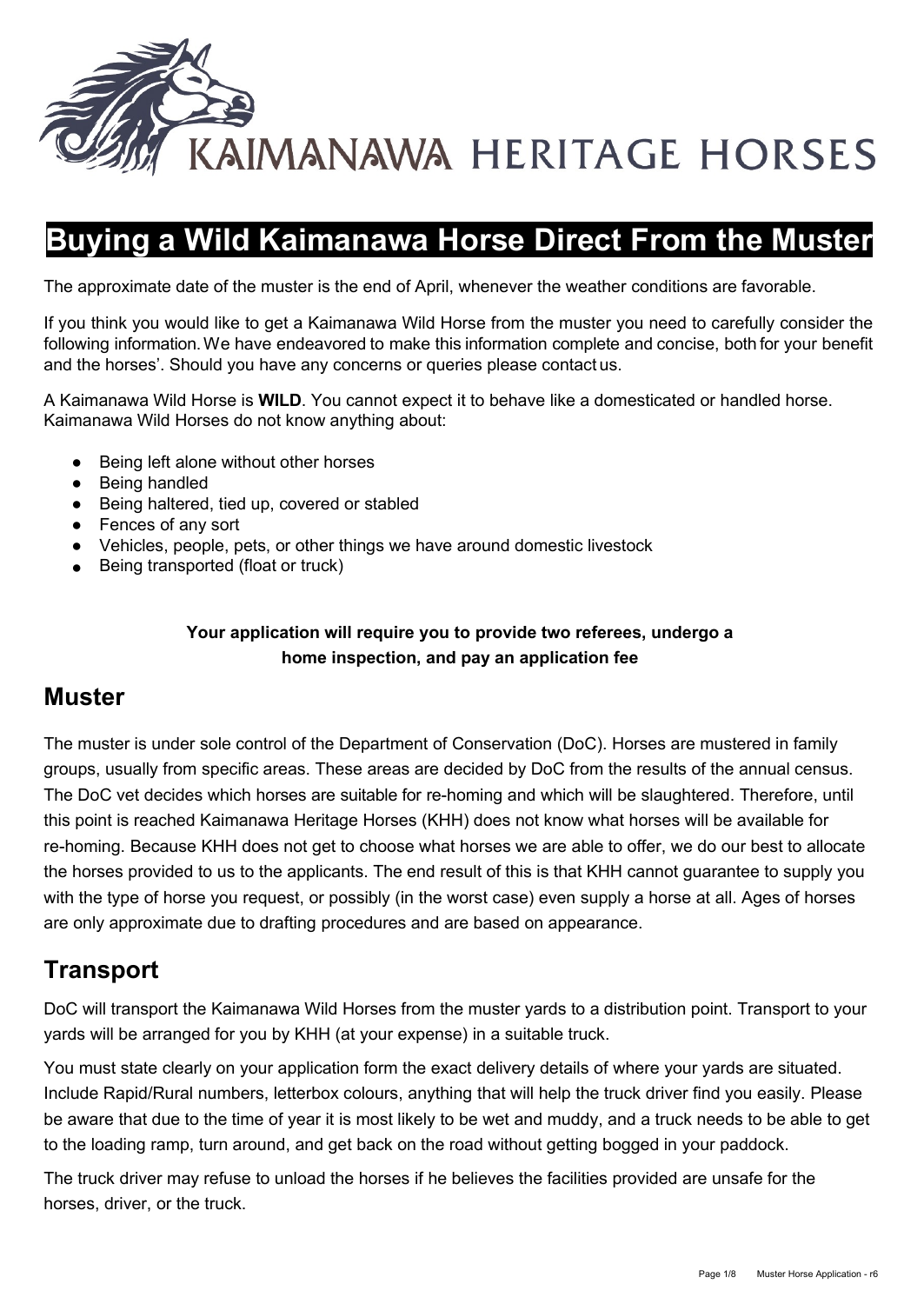KAIMANAWA HERITAGE HORSES

# Buying a Wild Kaimanawa Horse Direct From the Muster

The approximate date of the muster is the end of April, whenever the weather conditions are favorable.

If you think you would like to get a Kaimanawa Wild Horse from the muster you need to carefully consider the following information. We have endeavored to make this information complete and concise, both for your benefit and the horses'. Should you have any concerns or queries please contact us.

A Kaimanawa Wild Horse is **WILD**. You cannot expect it to behave like a domesticated or handled horse. Kaimanawa Wild Horses do not know anything about:

- Being left alone without other horses
- Being handled
- Being haltered, tied up, covered or stabled
- Fences of any sort
- Vehicles, people, pets, or other things we have around domestic livestock
- Being transported (float or truck)

**Your application will require you to provide two referees, undergo a home inspection, and pay an application fee**

## Muster

The muster is under sole control of the Department of Conservation (DoC). Horses are mustered in family groups, usually from specific areas. These areas are decided by DoC from the results of the annual census. The DoC vet decides which horses are suitable for re-homing and which will be slaughtered. Therefore, until this point is reached Kaimanawa Heritage Horses (KHH) does not know what horses will be available for re-homing. Because KHH does not get to choose what horses we are able to offer, we do our best to allocate the horses provided to us to the applicants. The end result of this is that KHH cannot guarantee to supply you with the type of horse you request, or possibly (in the worst case) even supply a horse at all. Ages of horses are only approximate due to drafting procedures and are based on appearance.

## Transport

DoC will transport the Kaimanawa Wild Horses from the muster yards to a distribution point. Transport to your yards will be arranged for you by KHH (at your expense) in a suitable truck.

You must state clearly on your application form the exact delivery details of where your yards are situated. Include Rapid/Rural numbers, letterbox colours, anything that will help the truck driver find you easily. Please be aware that due to the time of year it is most likely to be wet and muddy, and a truck needs to be able to get to the loading ramp, turn around, and get back on the road without getting bogged in your paddock.

The truck driver may refuse to unload the horses if he believes the facilities provided are unsafe for the horses, driver, or the truck.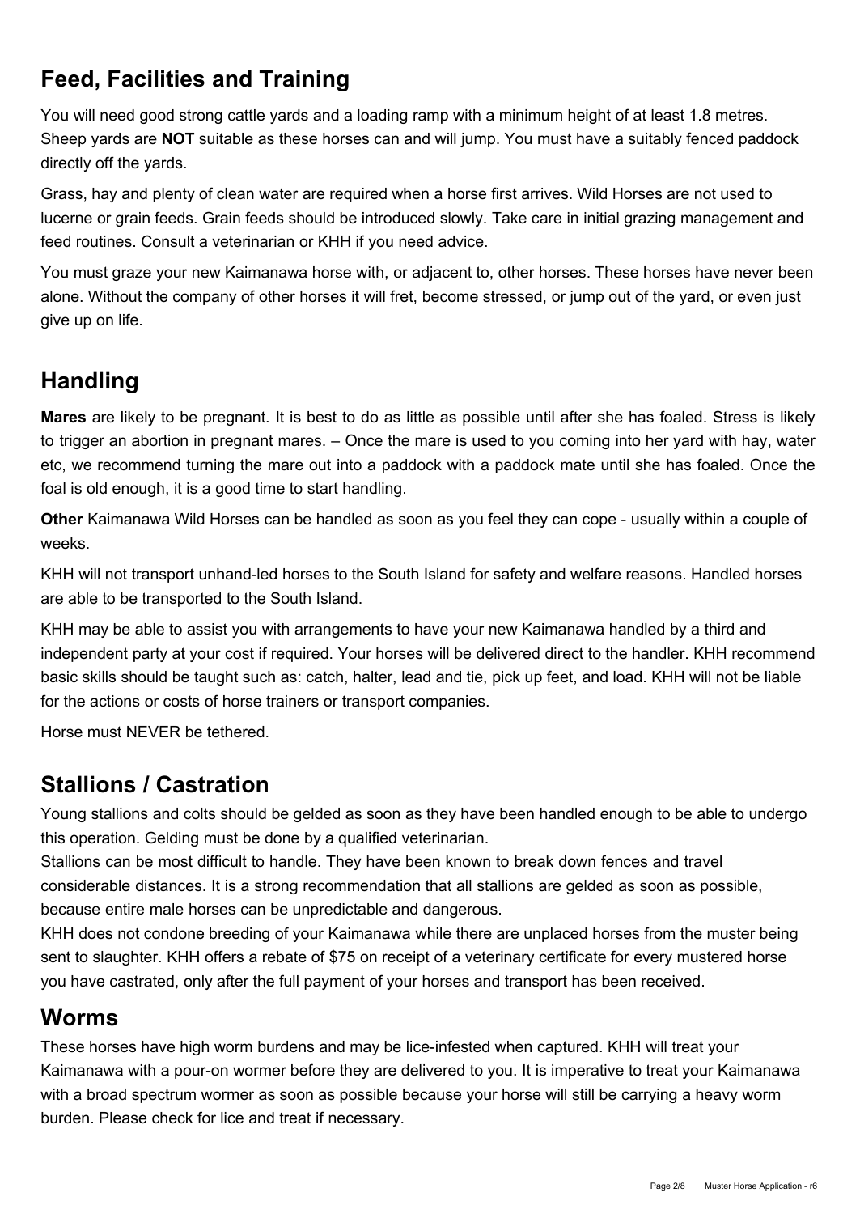## Feed, Facilities and Training

You will need good strong cattle yards and a loading ramp with a minimum height of at least 1.8 metres. Sheep yards are **NOT** suitable as these horses can and will jump. You must have a suitably fenced paddock directly off the yards.

Grass, hay and plenty of clean water are required when a horse first arrives. Wild Horses are not used to lucerne or grain feeds. Grain feeds should be introduced slowly. Take care in initial grazing management and feed routines. Consult a veterinarian or KHH if you need advice.

You must graze your new Kaimanawa horse with, or adjacent to, other horses. These horses have never been alone. Without the company of other horses it will fret, become stressed, or jump out of the yard, or even just give up on life.

## Handling

**Mares** are likely to be pregnant. It is best to do as little as possible until after she has foaled. Stress is likely to trigger an abortion in pregnant mares. – Once the mare is used to you coming into her yard with hay, water etc, we recommend turning the mare out into a paddock with a paddock mate until she has foaled. Once the foal is old enough, it is a good time to start handling.

**Other** Kaimanawa Wild Horses can be handled as soon as you feel they can cope - usually within a couple of weeks.

KHH will not transport unhand-led horses to the South Island for safety and welfare reasons. Handled horses are able to be transported to the South Island.

KHH may be able to assist you with arrangements to have your new Kaimanawa handled by a third and independent party at your cost if required. Your horses will be delivered direct to the handler. KHH recommend basic skills should be taught such as: catch, halter, lead and tie, pick up feet, and load. KHH will not be liable for the actions or costs of horse trainers or transport companies.

Horse must NEVER be tethered.

## Stallions / Castration

Young stallions and colts should be gelded as soon as they have been handled enough to be able to undergo this operation. Gelding must be done by a qualified veterinarian.

Stallions can be most difficult to handle. They have been known to break down fences and travel considerable distances. It is a strong recommendation that all stallions are gelded as soon as possible, because entire male horses can be unpredictable and dangerous.

KHH does not condone breeding of your Kaimanawa while there are unplaced horses from the muster being sent to slaughter. KHH offers a rebate of $75 on receipt of a veterinary certificate for every mustered horse you have castrated, only after the full payment of your horses and transport has been received.

## Worms

These horses have high worm burdens and may be lice-infested when captured. KHH will treat your Kaimanawa with a pour-on wormer before they are delivered to you. It is imperative to treat your Kaimanawa with a broad spectrum wormer as soon as possible because your horse will still be carrying a heavy worm burden. Please check for lice and treat if necessary.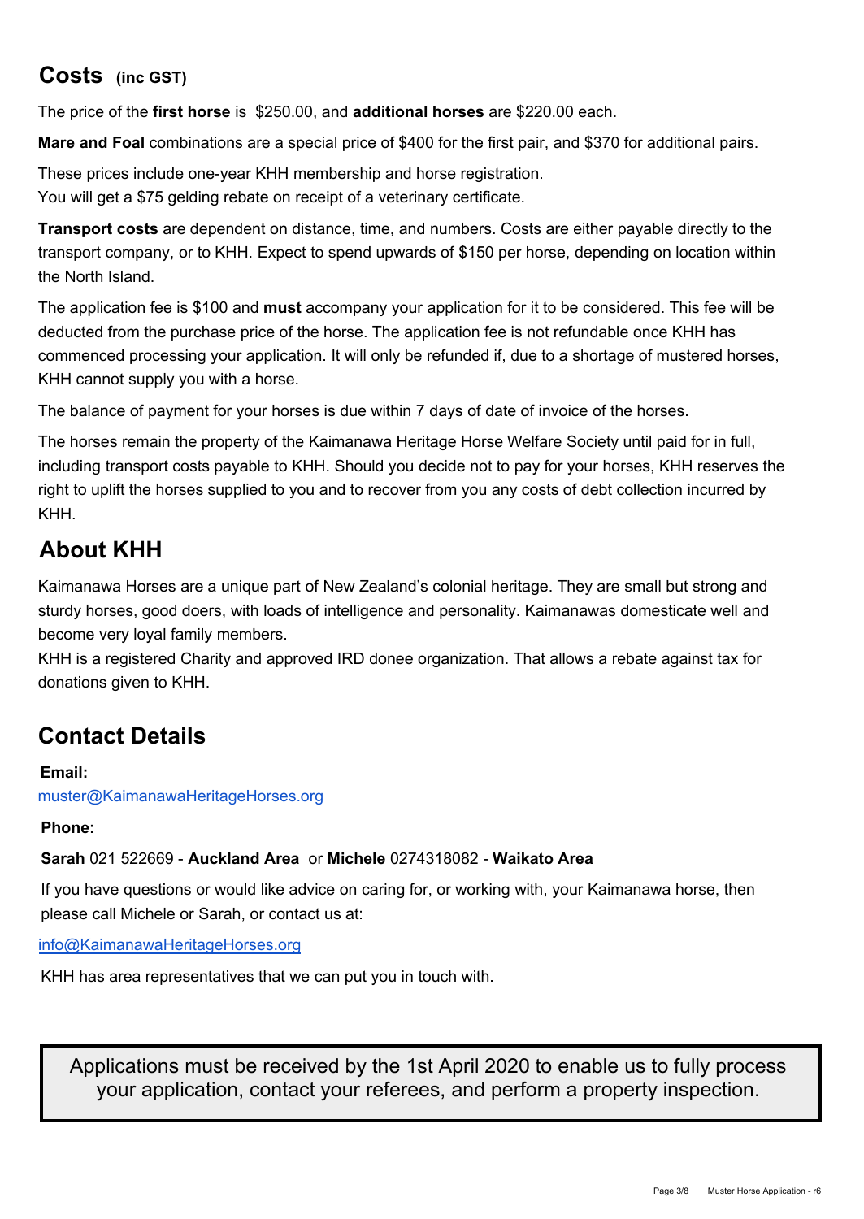## Costs (inc GST)

The price of the **first horse** is $250.00, and **additional horses** are $220.00 each.

**Mare and Foal** combinations are a special price of $400 for the first pair, and $370 for additional pairs.

These prices include one-year KHH membership and horse registration.
You will get a $75 gelding rebate on receipt of a veterinary certificate.

**Transport costs** are dependent on distance, time, and numbers. Costs are either payable directly to the transport company, or to KHH. Expect to spend upwards of $150 per horse, depending on location within the North Island.

The application fee is $100 and **must** accompany your application for it to be considered. This fee will be deducted from the purchase price of the horse. The application fee is not refundable once KHH has commenced processing your application. It will only be refunded if, due to a shortage of mustered horses, KHH cannot supply you with a horse.

The balance of payment for your horses is due within 7 days of date of invoice of the horses.

The horses remain the property of the Kaimanawa Heritage Horse Welfare Society until paid for in full, including transport costs payable to KHH. Should you decide not to pay for your horses, KHH reserves the right to uplift the horses supplied to you and to recover from you any costs of debt collection incurred by KHH.

## About KHH

Kaimanawa Horses are a unique part of New Zealand's colonial heritage. They are small but strong and sturdy horses, good doers, with loads of intelligence and personality. Kaimanawas domesticate well and become very loyal family members.
KHH is a registered Charity and approved IRD donee organization. That allows a rebate against tax for donations given to KHH.

## Contact Details

**Email:**
muster@KaimanawaHeritageHorses.org

**Phone:**

**Sarah** 021 522669 - **Auckland Area** or **Michele** 0274318082 - **Waikato Area**

If you have questions or would like advice on caring for, or working with, your Kaimanawa horse, then please call Michele or Sarah, or contact us at:

info@KaimanawaHeritageHorses.org

KHH has area representatives that we can put you in touch with.

Applications must be received by the 1st April 2020 to enable us to fully process your application, contact your referees, and perform a property inspection.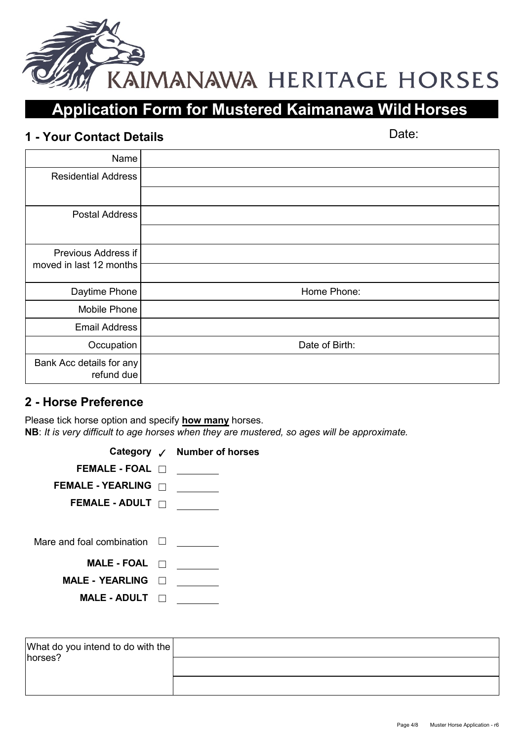KAIMANAWA HERITAGE HORSES

# Application Form for Mustered Kaimanawa Wild Horses

## 1 - Your Contact Details

Date:

| | |
|---|---|
| Name | |
| Residential Address | |
| | |
| Postal Address | |
| | |
| Previous Address if moved in last 12 months | |
| | |
| Daytime Phone | Home Phone: |
| Mobile Phone | |
| Email Address | |
| Occupation | Date of Birth: |
| Bank Acc details for any refund due | |

## 2 - Horse Preference

Please tick horse option and specify **how many** horses.

**NB**: *It is very difficult to age horses when they are mustered, so ages will be approximate.*

| Category | ✓ | Number of horses |
|---|---|---|
| **FEMALE - FOAL** | ☐ | ________ |
| **FEMALE - YEARLING** | ☐ | ________ |
| **FEMALE - ADULT** | ☐ | ________ |
| Mare and foal combination | ☐ | ________ |
| **MALE - FOAL** | ☐ | ________ |
| **MALE - YEARLING** | ☐ | ________ |
| **MALE - ADULT** | ☐ | ________ |

| | |
|---|---|
| What do you intend to do with the horses? | |
| | |
| | |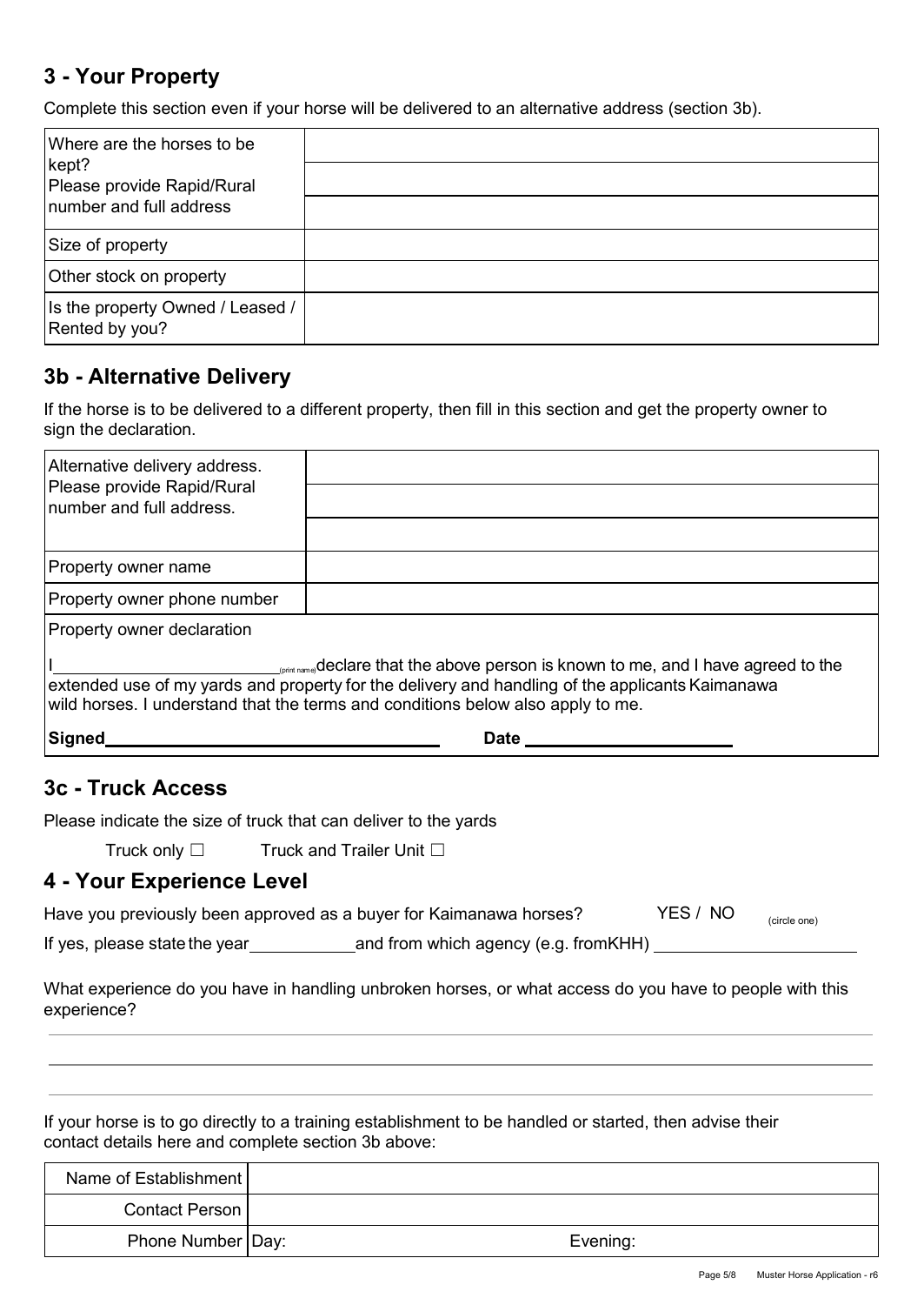## 3 - Your Property

Complete this section even if your horse will be delivered to an alternative address (section 3b).

| | |
|---|---|
| Where are the horses to be kept? Please provide Rapid/Rural number and full address | |
| | |
| | |
| Size of property | |
| Other stock on property | |
| Is the property Owned / Leased / Rented by you? | |

## 3b - Alternative Delivery

If the horse is to be delivered to a different property, then fill in this section and get the property owner to sign the declaration.

| | |
|---|---|
| Alternative delivery address. Please provide Rapid/Rural number and full address. | |
| | |
| | |
| Property owner name | |
| Property owner phone number | |

Property owner declaration

I\_\_\_\_\_\_\_\_\_\_\_\_\_\_\_\_\_\_\_\_\_\_\_\_ (print name) declare that the above person is known to me, and I have agreed to the extended use of my yards and property for the delivery and handling of the applicants Kaimanawa wild horses. I understand that the terms and conditions below also apply to me.

**Signed**\_\_\_\_\_\_\_\_\_\_\_\_\_\_\_\_\_\_\_\_\_\_\_\_\_\_\_\_\_\_\_\_ **Date** \_\_\_\_\_\_\_\_\_\_\_\_\_\_\_\_\_\_\_\_

## 3c - Truck Access

Please indicate the size of truck that can deliver to the yards

Truck only ☐ Truck and Trailer Unit ☐

## 4 - Your Experience Level

Have you previously been approved as a buyer for Kaimanawa horses? YES / NO (circle one)

If yes, please state the year\_\_\_\_\_\_\_\_\_\_\_\_ and from which agency (e.g. fromKHH) \_\_\_\_\_\_\_\_\_\_\_\_\_\_\_\_\_\_\_\_\_\_

What experience do you have in handling unbroken horses, or what access do you have to people with this experience?

\_\_\_\_\_\_\_\_\_\_\_\_\_\_\_\_\_\_\_\_\_\_\_\_\_\_\_\_\_\_\_\_\_\_\_\_\_\_\_\_\_\_\_\_\_\_\_\_\_\_\_\_\_\_\_\_\_\_\_\_\_\_\_\_\_\_\_\_\_\_\_\_\_\_\_\_\_\_

\_\_\_\_\_\_\_\_\_\_\_\_\_\_\_\_\_\_\_\_\_\_\_\_\_\_\_\_\_\_\_\_\_\_\_\_\_\_\_\_\_\_\_\_\_\_\_\_\_\_\_\_\_\_\_\_\_\_\_\_\_\_\_\_\_\_\_\_\_\_\_\_\_\_\_\_\_\_

\_\_\_\_\_\_\_\_\_\_\_\_\_\_\_\_\_\_\_\_\_\_\_\_\_\_\_\_\_\_\_\_\_\_\_\_\_\_\_\_\_\_\_\_\_\_\_\_\_\_\_\_\_\_\_\_\_\_\_\_\_\_\_\_\_\_\_\_\_\_\_\_\_\_\_\_\_\_

If your horse is to go directly to a training establishment to be handled or started, then advise their contact details here and complete section 3b above:

| | | |
|---|---|---|
| Name of Establishment | | |
| Contact Person | | |
| Phone Number | Day: | Evening: |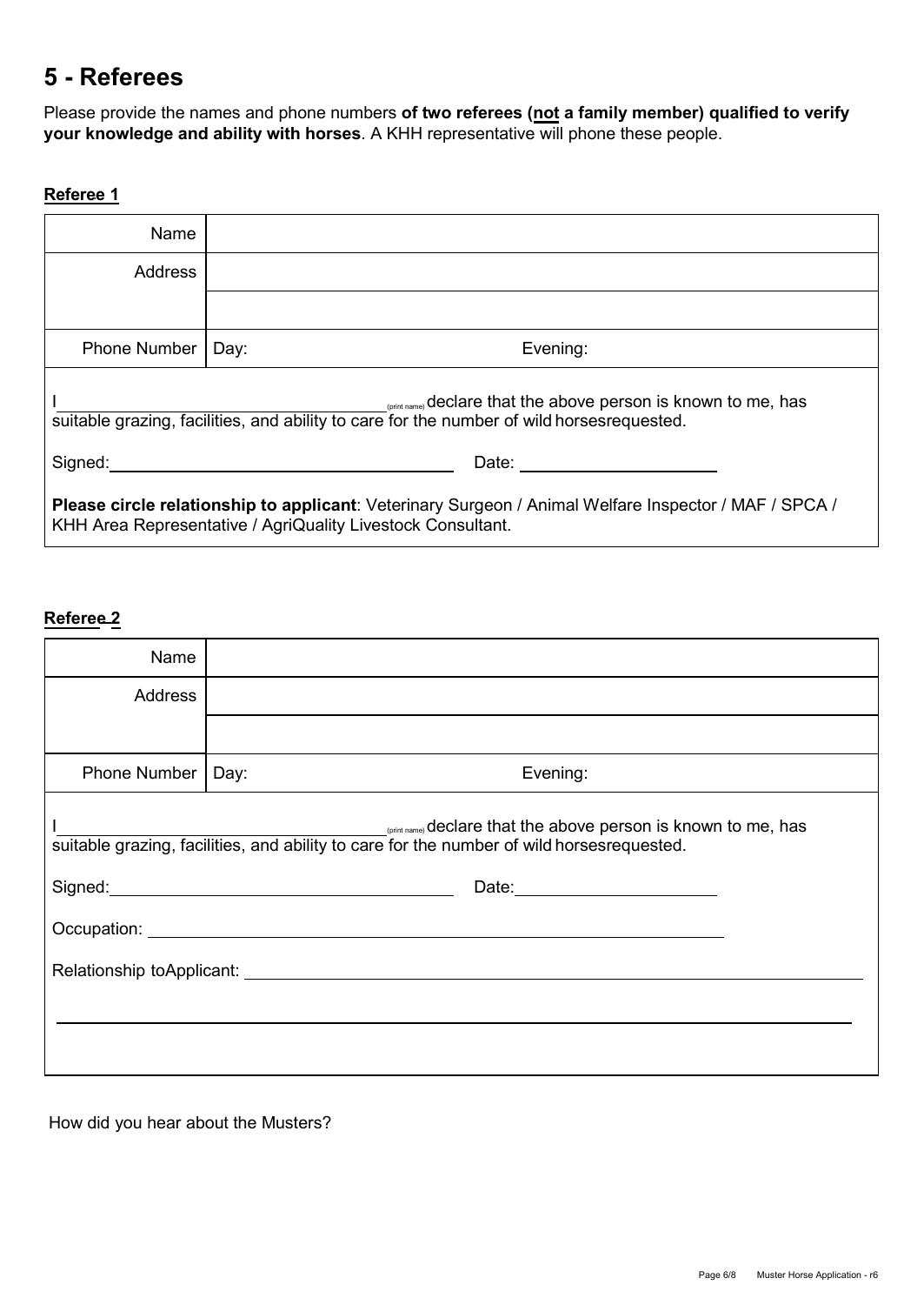# 5 - Referees

Please provide the names and phone numbers **of two referees (not a family member) qualified to verify your knowledge and ability with horses**. A KHH representative will phone these people.

**Referee 1**

| | | |
|---|---|---|
| Name | | |
| Address | | |
| | | |
| Phone Number | Day: | Evening: |

I \_\_\_\_\_\_\_\_\_\_\_\_\_\_\_\_\_\_\_\_\_\_\_\_\_\_\_\_\_\_ (print name) declare that the above person is known to me, has suitable grazing, facilities, and ability to care for the number of wild horsesrequested.

Signed: \_\_\_\_\_\_\_\_\_\_\_\_\_\_\_\_\_\_\_\_\_\_\_\_\_\_\_\_\_\_ Date: \_\_\_\_\_\_\_\_\_\_\_\_\_\_\_\_\_\_

**Please circle relationship to applicant**: Veterinary Surgeon / Animal Welfare Inspector / MAF / SPCA / KHH Area Representative / AgriQuality Livestock Consultant.

**Referee 2**

| | | |
|---|---|---|
| Name | | |
| Address | | |
| | | |
| Phone Number | Day: | Evening: |

I \_\_\_\_\_\_\_\_\_\_\_\_\_\_\_\_\_\_\_\_\_\_\_\_\_\_\_\_\_\_ (print name) declare that the above person is known to me, has suitable grazing, facilities, and ability to care for the number of wild horsesrequested.

Signed: \_\_\_\_\_\_\_\_\_\_\_\_\_\_\_\_\_\_\_\_\_\_\_\_\_\_\_\_\_\_ Date: \_\_\_\_\_\_\_\_\_\_\_\_\_\_\_\_\_\_

Occupation: \_\_\_\_\_\_\_\_\_\_\_\_\_\_\_\_\_\_\_\_\_\_\_\_\_\_\_\_\_\_\_\_\_\_\_\_\_\_\_\_\_\_\_\_\_\_\_\_

Relationship toApplicant: \_\_\_\_\_\_\_\_\_\_\_\_\_\_\_\_\_\_\_\_\_\_\_\_\_\_\_\_\_\_\_\_\_\_\_\_\_\_\_\_\_\_\_\_\_\_\_\_

How did you hear about the Musters?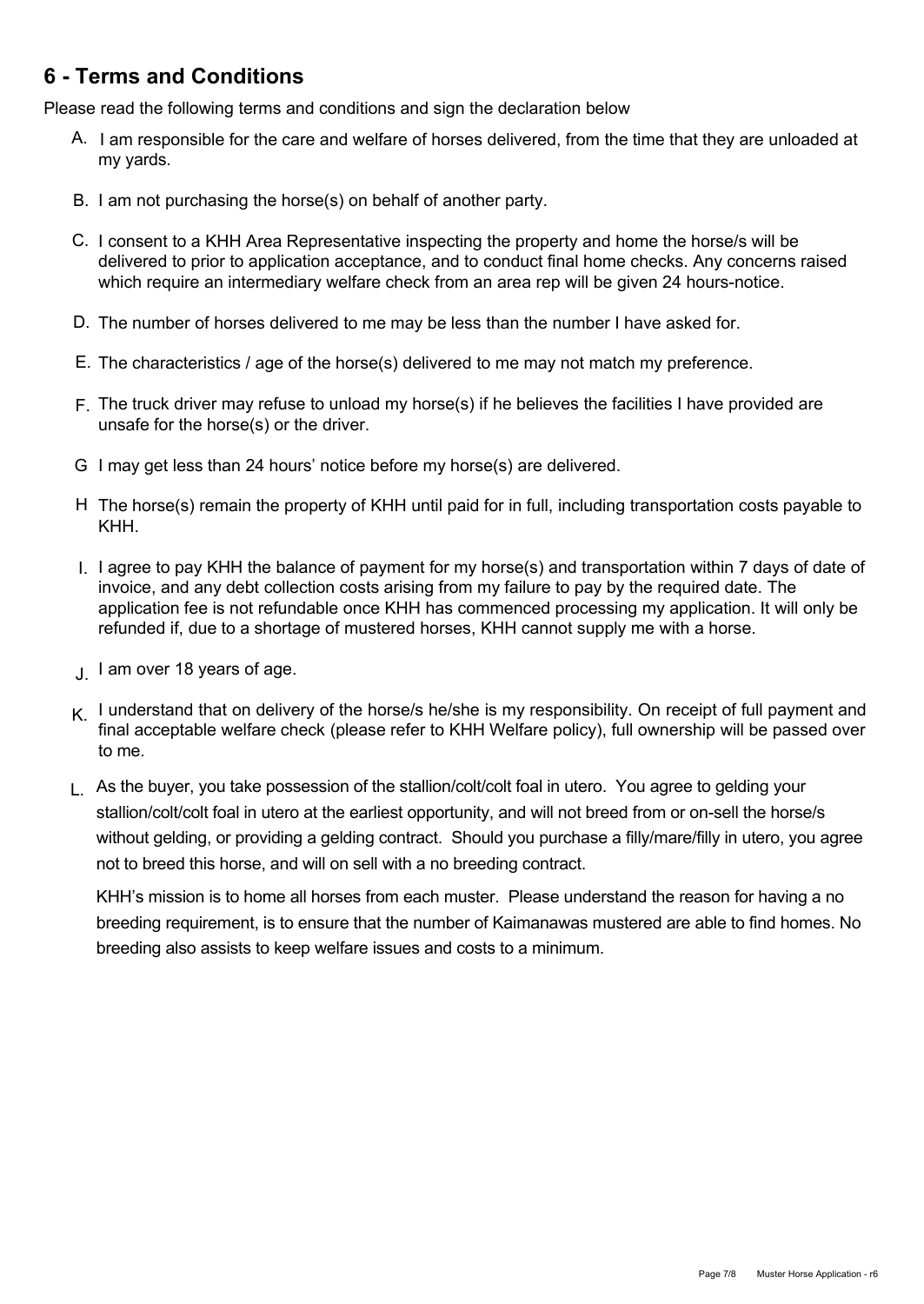## 6 - Terms and Conditions

Please read the following terms and conditions and sign the declaration below

A. I am responsible for the care and welfare of horses delivered, from the time that they are unloaded at my yards.

B. I am not purchasing the horse(s) on behalf of another party.

C. I consent to a KHH Area Representative inspecting the property and home the horse/s will be delivered to prior to application acceptance, and to conduct final home checks. Any concerns raised which require an intermediary welfare check from an area rep will be given 24 hours-notice.

D. The number of horses delivered to me may be less than the number I have asked for.

E. The characteristics / age of the horse(s) delivered to me may not match my preference.

F. The truck driver may refuse to unload my horse(s) if he believes the facilities I have provided are unsafe for the horse(s) or the driver.

G I may get less than 24 hours' notice before my horse(s) are delivered.

H The horse(s) remain the property of KHH until paid for in full, including transportation costs payable to KHH.

I. I agree to pay KHH the balance of payment for my horse(s) and transportation within 7 days of date of invoice, and any debt collection costs arising from my failure to pay by the required date. The application fee is not refundable once KHH has commenced processing my application. It will only be refunded if, due to a shortage of mustered horses, KHH cannot supply me with a horse.

J. I am over 18 years of age.

K. I understand that on delivery of the horse/s he/she is my responsibility. On receipt of full payment and final acceptable welfare check (please refer to KHH Welfare policy), full ownership will be passed over to me.

L. As the buyer, you take possession of the stallion/colt/colt foal in utero. You agree to gelding your stallion/colt/colt foal in utero at the earliest opportunity, and will not breed from or on-sell the horse/s without gelding, or providing a gelding contract. Should you purchase a filly/mare/filly in utero, you agree not to breed this horse, and will on sell with a no breeding contract.

KHH's mission is to home all horses from each muster. Please understand the reason for having a no breeding requirement, is to ensure that the number of Kaimanawas mustered are able to find homes. No breeding also assists to keep welfare issues and costs to a minimum.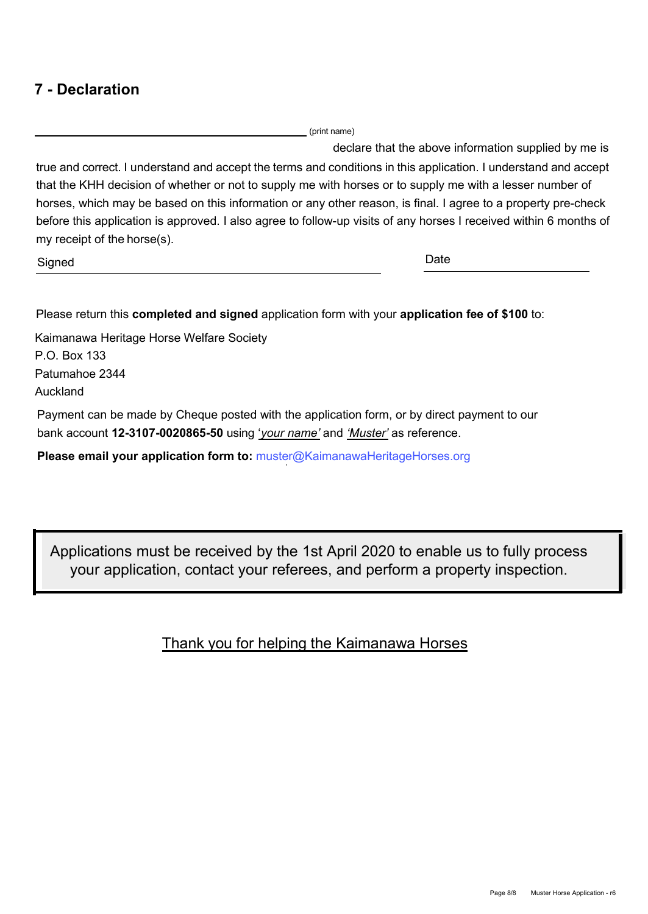## 7 - Declaration

\_\_\_\_\_\_\_\_\_\_\_\_\_\_\_\_\_\_\_\_\_\_\_\_\_\_\_\_\_\_\_\_\_\_\_\_\_\_\_\_ (print name)

declare that the above information supplied by me is true and correct. I understand and accept the terms and conditions in this application. I understand and accept that the KHH decision of whether or not to supply me with horses or to supply me with a lesser number of horses, which may be based on this information or any other reason, is final. I agree to a property pre-check before this application is approved. I also agree to follow-up visits of any horses I received within 6 months of my receipt of the horse(s).

Signed \_\_\_\_\_\_\_\_\_\_\_\_\_\_\_\_\_\_\_\_\_\_\_\_\_\_\_\_\_\_\_\_\_\_\_\_\_\_\_\_ Date \_\_\_\_\_\_\_\_\_\_\_\_\_\_\_\_\_\_\_\_

Please return this **completed and signed** application form with your **application fee of $100** to:

Kaimanawa Heritage Horse Welfare Society
P.O. Box 133
Patumahoe 2344
Auckland

Payment can be made by Cheque posted with the application form, or by direct payment to our bank account **12-3107-0020865-50** using '*your name*' and *'Muster'* as reference.

**Please email your application form to:** muster@KaimanawaHeritageHorses.org

> Applications must be received by the 1st April 2020 to enable us to fully process your application, contact your referees, and perform a property inspection.

Thank you for helping the Kaimanawa Horses